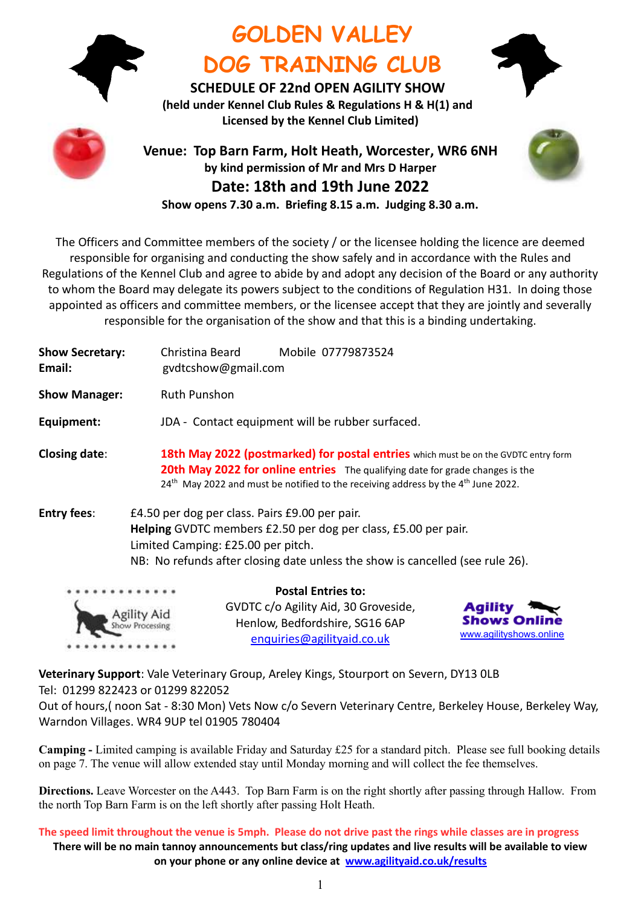# GOLDEN VALLEY DOG TRAINING CLUB

**SCHEDULE OF 22nd OPEN AGILITY SHOW**
**(held under Kennel Club Rules & Regulations H & H(1) and Licensed by the Kennel Club Limited)**

**Venue: Top Barn Farm, Holt Heath, Worcester, WR6 6NH**
**by kind permission of Mr and Mrs D Harper**

**Date: 18th and 19th June 2022**

**Show opens 7.30 a.m. Briefing 8.15 a.m. Judging 8.30 a.m.**

The Officers and Committee members of the society / or the licensee holding the licence are deemed responsible for organising and conducting the show safely and in accordance with the Rules and Regulations of the Kennel Club and agree to abide by and adopt any decision of the Board or any authority to whom the Board may delegate its powers subject to the conditions of Regulation H31. In doing those appointed as officers and committee members, or the licensee accept that they are jointly and severally responsible for the organisation of the show and that this is a binding undertaking.

**Show Secretary:** Christina Beard Mobile 07779873524
**Email:** gvdtcshow@gmail.com

**Show Manager:** Ruth Punshon

**Equipment:** JDA - Contact equipment will be rubber surfaced.

**Closing date:** **18th May 2022 (postmarked) for postal entries** which must be on the GVDTC entry form
**20th May 2022 for online entries** The qualifying date for grade changes is the 24th May 2022 and must be notified to the receiving address by the 4th June 2022.

**Entry fees:** £4.50 per dog per class. Pairs £9.00 per pair.
**Helping** GVDTC members £2.50 per dog per class, £5.00 per pair.
Limited Camping: £25.00 per pitch.
NB: No refunds after closing date unless the show is cancelled (see rule 26).

**Postal Entries to:**
GVDTC c/o Agility Aid, 30 Groveside, Henlow, Bedfordshire, SG16 6AP
enquiries@agilityaid.co.uk

Agility Aid Show Processing

Agility Shows Online www.agilityshows.online

**Veterinary Support**: Vale Veterinary Group, Areley Kings, Stourport on Severn, DY13 0LB
Tel: 01299 822423 or 01299 822052
Out of hours,( noon Sat - 8:30 Mon) Vets Now c/o Severn Veterinary Centre, Berkeley House, Berkeley Way, Warndon Villages. WR4 9UP tel 01905 780404

**Camping -** Limited camping is available Friday and Saturday £25 for a standard pitch. Please see full booking details on page 7. The venue will allow extended stay until Monday morning and will collect the fee themselves.

**Directions.** Leave Worcester on the A443. Top Barn Farm is on the right shortly after passing through Hallow. From the north Top Barn Farm is on the left shortly after passing Holt Heath.

**The speed limit throughout the venue is 5mph. Please do not drive past the rings while classes are in progress**

**There will be no main tannoy announcements but class/ring updates and live results will be available to view on your phone or any online device at www.agilityaid.co.uk/results**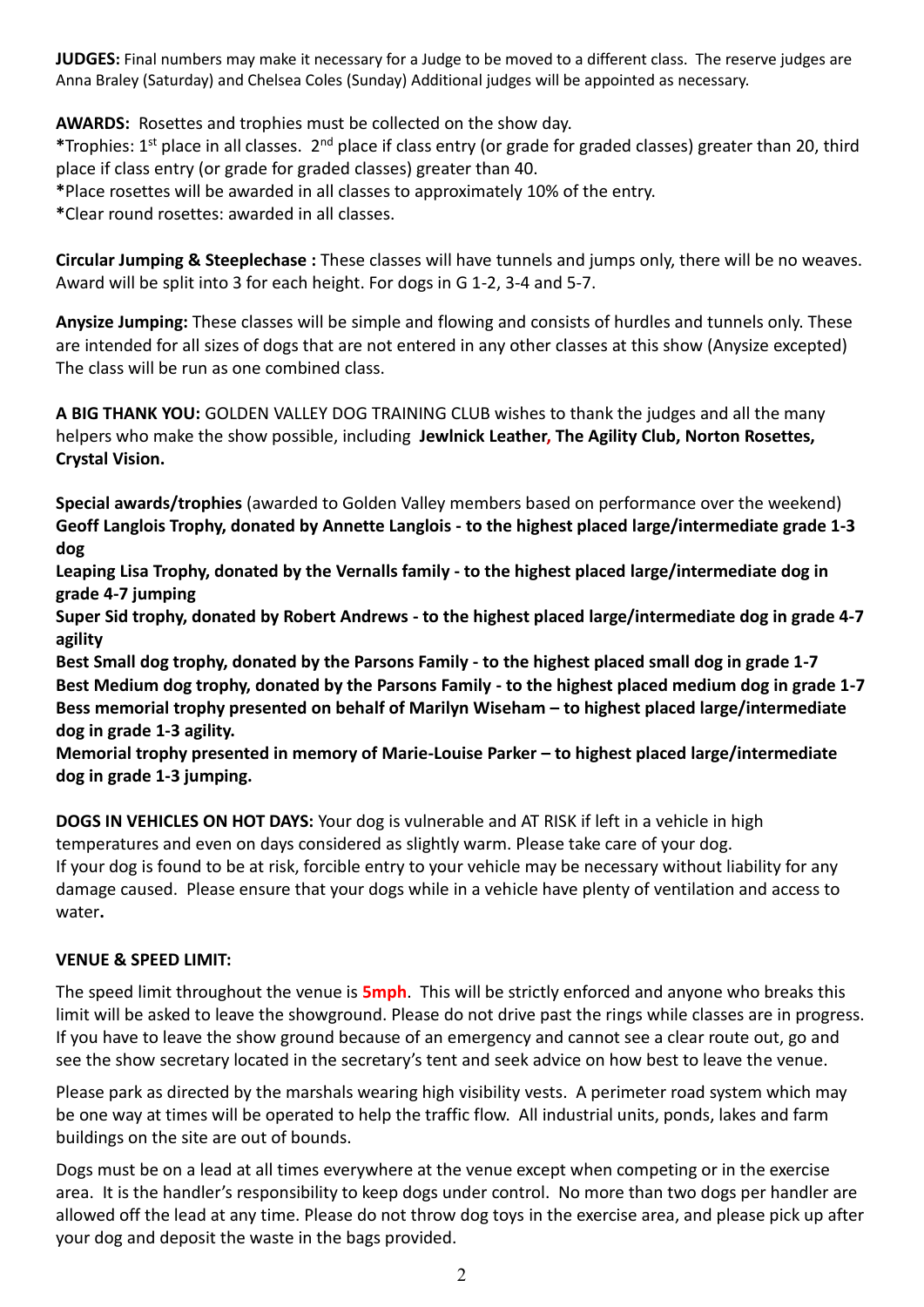**JUDGES:** Final numbers may make it necessary for a Judge to be moved to a different class. The reserve judges are Anna Braley (Saturday) and Chelsea Coles (Sunday) Additional judges will be appointed as necessary.

**AWARDS:** Rosettes and trophies must be collected on the show day.
**\***Trophies: 1st place in all classes. 2nd place if class entry (or grade for graded classes) greater than 20, third place if class entry (or grade for graded classes) greater than 40.
**\***Place rosettes will be awarded in all classes to approximately 10% of the entry.
**\***Clear round rosettes: awarded in all classes.

**Circular Jumping & Steeplechase :** These classes will have tunnels and jumps only, there will be no weaves. Award will be split into 3 for each height. For dogs in G 1-2, 3-4 and 5-7.

**Anysize Jumping:** These classes will be simple and flowing and consists of hurdles and tunnels only. These are intended for all sizes of dogs that are not entered in any other classes at this show (Anysize excepted) The class will be run as one combined class.

**A BIG THANK YOU:** GOLDEN VALLEY DOG TRAINING CLUB wishes to thank the judges and all the many helpers who make the show possible, including **Jewlnick Leather, The Agility Club, Norton Rosettes, Crystal Vision.**

**Special awards/trophies** (awarded to Golden Valley members based on performance over the weekend)
**Geoff Langlois Trophy, donated by Annette Langlois - to the highest placed large/intermediate grade 1-3 dog**
**Leaping Lisa Trophy, donated by the Vernalls family - to the highest placed large/intermediate dog in grade 4-7 jumping**
**Super Sid trophy, donated by Robert Andrews - to the highest placed large/intermediate dog in grade 4-7 agility**
**Best Small dog trophy, donated by the Parsons Family - to the highest placed small dog in grade 1-7**
**Best Medium dog trophy, donated by the Parsons Family - to the highest placed medium dog in grade 1-7**
**Bess memorial trophy presented on behalf of Marilyn Wiseham – to highest placed large/intermediate dog in grade 1-3 agility.**
**Memorial trophy presented in memory of Marie-Louise Parker – to highest placed large/intermediate dog in grade 1-3 jumping.**

**DOGS IN VEHICLES ON HOT DAYS:** Your dog is vulnerable and AT RISK if left in a vehicle in high temperatures and even on days considered as slightly warm. Please take care of your dog.
If your dog is found to be at risk, forcible entry to your vehicle may be necessary without liability for any damage caused. Please ensure that your dogs while in a vehicle have plenty of ventilation and access to water**.**

**VENUE & SPEED LIMIT:**

The speed limit throughout the venue is **5mph**. This will be strictly enforced and anyone who breaks this limit will be asked to leave the showground. Please do not drive past the rings while classes are in progress. If you have to leave the show ground because of an emergency and cannot see a clear route out, go and see the show secretary located in the secretary's tent and seek advice on how best to leave the venue.

Please park as directed by the marshals wearing high visibility vests. A perimeter road system which may be one way at times will be operated to help the traffic flow. All industrial units, ponds, lakes and farm buildings on the site are out of bounds.

Dogs must be on a lead at all times everywhere at the venue except when competing or in the exercise area. It is the handler's responsibility to keep dogs under control. No more than two dogs per handler are allowed off the lead at any time. Please do not throw dog toys in the exercise area, and please pick up after your dog and deposit the waste in the bags provided.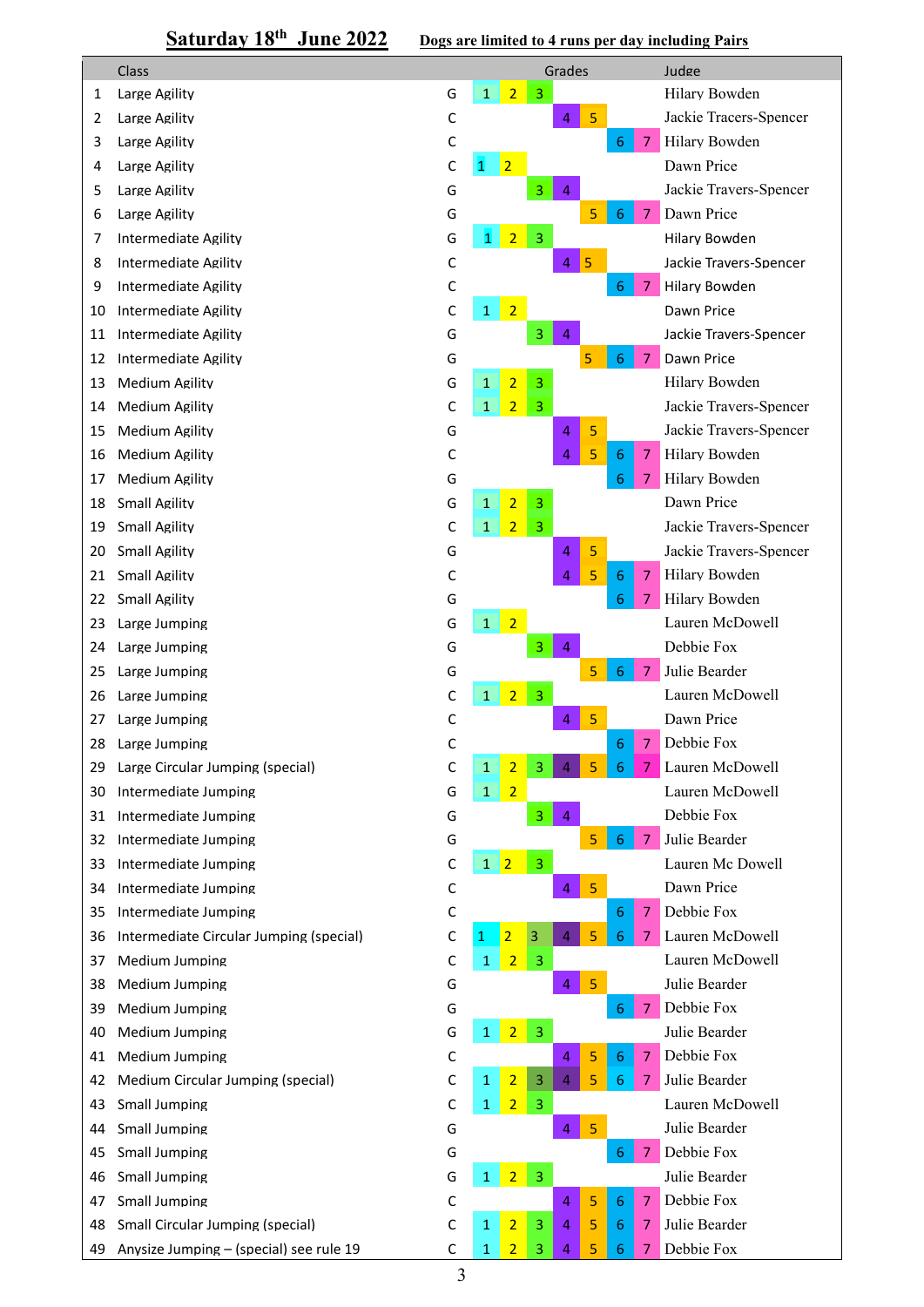**Saturday 18th June 2022** **Dogs are limited to 4 runs per day including Pairs**

| | Class | | | | | Grades | | | | Judge |
|---|---|---|---|---|---|---|---|---|---|---|
| 1 | Large Agility | G | 1 | 2 | 3 | | | | | Hilary Bowden |
| 2 | Large Agility | C | | | | 4 | 5 | | | Jackie Tracers-Spencer |
| 3 | Large Agility | C | | | | | | 6 | 7 | Hilary Bowden |
| 4 | Large Agility | C | 1 | 2 | | | | | | Dawn Price |
| 5 | Large Agility | G | | | 3 | 4 | | | | Jackie Travers-Spencer |
| 6 | Large Agility | G | | | | | 5 | 6 | 7 | Dawn Price |
| 7 | Intermediate Agility | G | 1 | 2 | 3 | | | | | Hilary Bowden |
| 8 | Intermediate Agility | C | | | | 4 | 5 | | | Jackie Travers-Spencer |
| 9 | Intermediate Agility | C | | | | | | 6 | 7 | Hilary Bowden |
| 10 | Intermediate Agility | C | 1 | 2 | | | | | | Dawn Price |
| 11 | Intermediate Agility | G | | | 3 | 4 | | | | Jackie Travers-Spencer |
| 12 | Intermediate Agility | G | | | | | 5 | 6 | 7 | Dawn Price |
| 13 | Medium Agility | G | 1 | 2 | 3 | | | | | Hilary Bowden |
| 14 | Medium Agility | C | 1 | 2 | 3 | | | | | Jackie Travers-Spencer |
| 15 | Medium Agility | G | | | | 4 | 5 | | | Jackie Travers-Spencer |
| 16 | Medium Agility | C | | | | 4 | 5 | 6 | 7 | Hilary Bowden |
| 17 | Medium Agility | G | | | | | | 6 | 7 | Hilary Bowden |
| 18 | Small Agility | G | 1 | 2 | 3 | | | | | Dawn Price |
| 19 | Small Agility | C | 1 | 2 | 3 | | | | | Jackie Travers-Spencer |
| 20 | Small Agility | G | | | | 4 | 5 | | | Jackie Travers-Spencer |
| 21 | Small Agility | C | | | | 4 | 5 | 6 | 7 | Hilary Bowden |
| 22 | Small Agility | G | | | | | | 6 | 7 | Hilary Bowden |
| 23 | Large Jumping | G | 1 | 2 | | | | | | Lauren McDowell |
| 24 | Large Jumping | G | | | 3 | 4 | | | | Debbie Fox |
| 25 | Large Jumping | G | | | | | 5 | 6 | 7 | Julie Bearder |
| 26 | Large Jumping | C | 1 | 2 | 3 | | | | | Lauren McDowell |
| 27 | Large Jumping | C | | | | 4 | 5 | | | Dawn Price |
| 28 | Large Jumping | C | | | | | | 6 | 7 | Debbie Fox |
| 29 | Large Circular Jumping (special) | C | 1 | 2 | 3 | 4 | 5 | 6 | 7 | Lauren McDowell |
| 30 | Intermediate Jumping | G | 1 | 2 | | | | | | Lauren McDowell |
| 31 | Intermediate Jumping | G | | | 3 | 4 | | | | Debbie Fox |
| 32 | Intermediate Jumping | G | | | | | 5 | 6 | 7 | Julie Bearder |
| 33 | Intermediate Jumping | C | 1 | 2 | 3 | | | | | Lauren Mc Dowell |
| 34 | Intermediate Jumping | C | | | | 4 | 5 | | | Dawn Price |
| 35 | Intermediate Jumping | C | | | | | | 6 | 7 | Debbie Fox |
| 36 | Intermediate Circular Jumping (special) | C | 1 | 2 | 3 | 4 | 5 | 6 | 7 | Lauren McDowell |
| 37 | Medium Jumping | C | 1 | 2 | 3 | | | | | Lauren McDowell |
| 38 | Medium Jumping | G | | | | 4 | 5 | | | Julie Bearder |
| 39 | Medium Jumping | G | | | | | | 6 | 7 | Debbie Fox |
| 40 | Medium Jumping | G | 1 | 2 | 3 | | | | | Julie Bearder |
| 41 | Medium Jumping | C | | | | 4 | 5 | 6 | 7 | Debbie Fox |
| 42 | Medium Circular Jumping (special) | C | 1 | 2 | 3 | 4 | 5 | 6 | 7 | Julie Bearder |
| 43 | Small Jumping | C | 1 | 2 | 3 | | | | | Lauren McDowell |
| 44 | Small Jumping | G | | | | 4 | 5 | | | Julie Bearder |
| 45 | Small Jumping | G | | | | | | 6 | 7 | Debbie Fox |
| 46 | Small Jumping | G | 1 | 2 | 3 | | | | | Julie Bearder |
| 47 | Small Jumping | C | | | | 4 | 5 | 6 | 7 | Debbie Fox |
| 48 | Small Circular Jumping (special) | C | 1 | 2 | 3 | 4 | 5 | 6 | 7 | Julie Bearder |
| 49 | Anysize Jumping – (special) see rule 19 | C | 1 | 2 | 3 | 4 | 5 | 6 | 7 | Debbie Fox |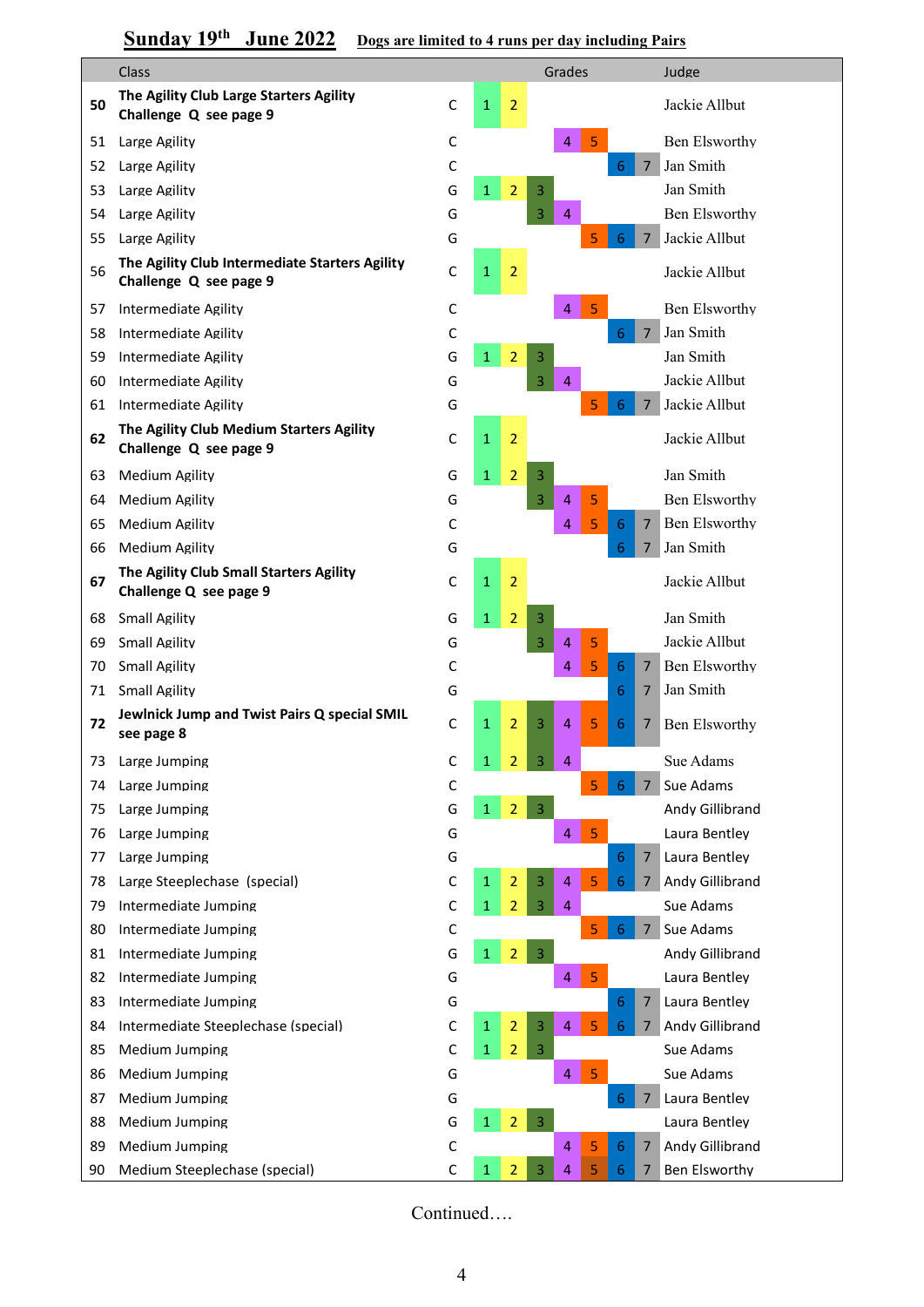**Sunday 19th June 2022** **Dogs are limited to 4 runs per day including Pairs**

| | Class | | Grades | | | | | | | Judge |
|---|---|---|---|---|---|---|---|---|---|---|
| **50** | **The Agility Club Large Starters Agility Challenge Q see page 9** | C | 1 | 2 | | | | | | Jackie Allbut |
| 51 | Large Agility | C | | | | 4 | 5 | | | Ben Elsworthy |
| 52 | Large Agility | C | | | | | | 6 | 7 | Jan Smith |
| 53 | Large Agility | G | 1 | 2 | 3 | | | | | Jan Smith |
| 54 | Large Agility | G | | | 3 | 4 | | | | Ben Elsworthy |
| 55 | Large Agility | G | | | | | 5 | 6 | 7 | Jackie Allbut |
| 56 | **The Agility Club Intermediate Starters Agility Challenge Q see page 9** | C | 1 | 2 | | | | | | Jackie Allbut |
| 57 | Intermediate Agility | C | | | | 4 | 5 | | | Ben Elsworthy |
| 58 | Intermediate Agility | C | | | | | | 6 | 7 | Jan Smith |
| 59 | Intermediate Agility | G | 1 | 2 | 3 | | | | | Jan Smith |
| 60 | Intermediate Agility | G | | | 3 | 4 | | | | Jackie Allbut |
| 61 | Intermediate Agility | G | | | | | 5 | 6 | 7 | Jackie Allbut |
| **62** | **The Agility Club Medium Starters Agility Challenge Q see page 9** | C | 1 | 2 | | | | | | Jackie Allbut |
| 63 | Medium Agility | G | 1 | 2 | 3 | | | | | Jan Smith |
| 64 | Medium Agility | G | | | 3 | 4 | 5 | | | Ben Elsworthy |
| 65 | Medium Agility | C | | | | 4 | 5 | 6 | 7 | Ben Elsworthy |
| 66 | Medium Agility | G | | | | | | 6 | 7 | Jan Smith |
| **67** | **The Agility Club Small Starters Agility Challenge Q see page 9** | C | 1 | 2 | | | | | | Jackie Allbut |
| 68 | Small Agility | G | 1 | 2 | 3 | | | | | Jan Smith |
| 69 | Small Agility | G | | | 3 | 4 | 5 | | | Jackie Allbut |
| 70 | Small Agility | C | | | | 4 | 5 | 6 | 7 | Ben Elsworthy |
| 71 | Small Agility | G | | | | | | 6 | 7 | Jan Smith |
| **72** | **Jewlnick Jump and Twist Pairs Q special SMIL see page 8** | C | 1 | 2 | 3 | 4 | 5 | 6 | 7 | Ben Elsworthy |
| 73 | Large Jumping | C | 1 | 2 | 3 | 4 | | | | Sue Adams |
| 74 | Large Jumping | C | | | | | 5 | 6 | 7 | Sue Adams |
| 75 | Large Jumping | G | 1 | 2 | 3 | | | | | Andy Gillibrand |
| 76 | Large Jumping | G | | | | 4 | 5 | | | Laura Bentley |
| 77 | Large Jumping | G | | | | | | 6 | 7 | Laura Bentley |
| 78 | Large Steeplechase (special) | C | 1 | 2 | 3 | 4 | 5 | 6 | 7 | Andy Gillibrand |
| 79 | Intermediate Jumping | C | 1 | 2 | 3 | 4 | | | | Sue Adams |
| 80 | Intermediate Jumping | C | | | | | 5 | 6 | 7 | Sue Adams |
| 81 | Intermediate Jumping | G | 1 | 2 | 3 | | | | | Andy Gillibrand |
| 82 | Intermediate Jumping | G | | | | 4 | 5 | | | Laura Bentley |
| 83 | Intermediate Jumping | G | | | | | | 6 | 7 | Laura Bentley |
| 84 | Intermediate Steeplechase (special) | C | 1 | 2 | 3 | 4 | 5 | 6 | 7 | Andy Gillibrand |
| 85 | Medium Jumping | C | 1 | 2 | 3 | | | | | Sue Adams |
| 86 | Medium Jumping | G | | | | 4 | 5 | | | Sue Adams |
| 87 | Medium Jumping | G | | | | | | 6 | 7 | Laura Bentley |
| 88 | Medium Jumping | G | 1 | 2 | 3 | | | | | Laura Bentley |
| 89 | Medium Jumping | C | | | | 4 | 5 | 6 | 7 | Andy Gillibrand |
| 90 | Medium Steeplechase (special) | C | 1 | 2 | 3 | 4 | 5 | 6 | 7 | Ben Elsworthy |

Continued….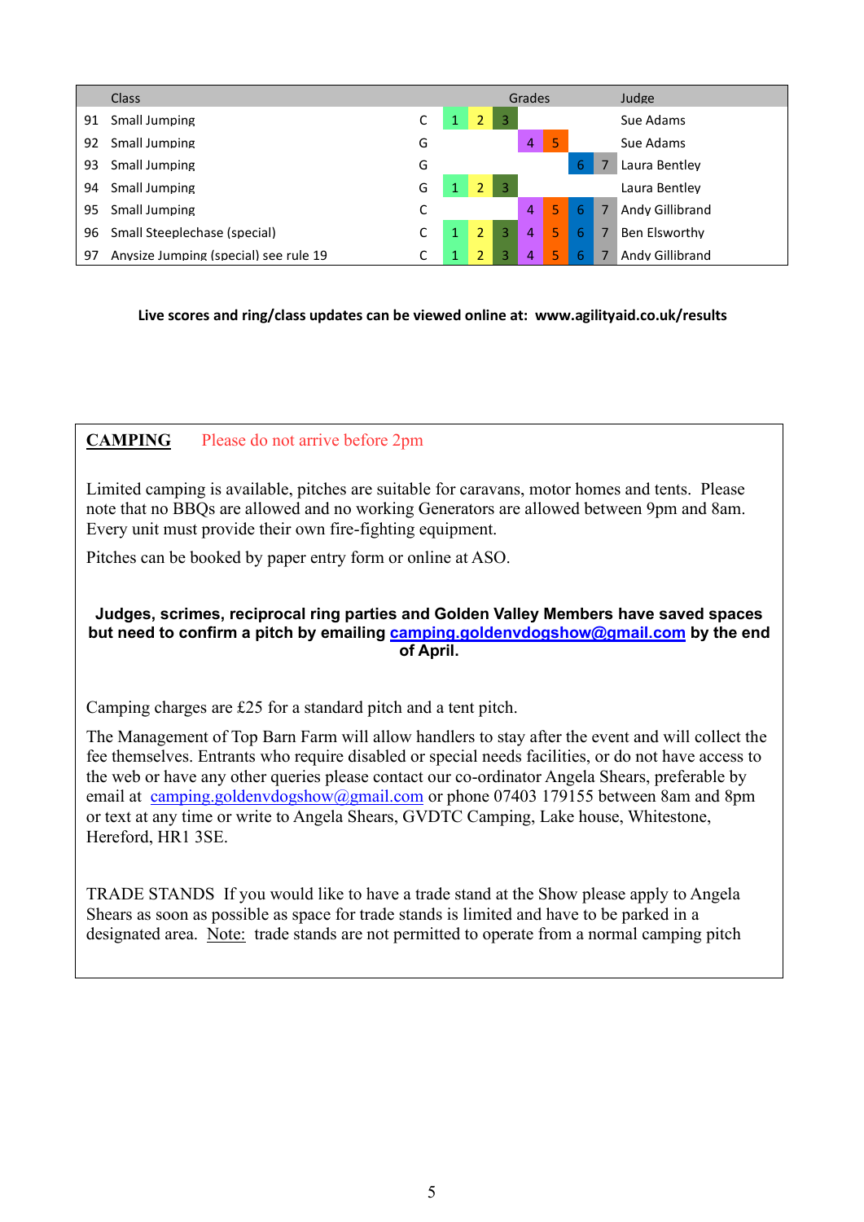| | Class | | Grades | | | | | | | Judge |
|---|---|---|---|---|---|---|---|---|---|---|
| 91 | Small Jumping | C | 1 | 2 | 3 | | | | | Sue Adams |
| 92 | Small Jumping | G | | | | 4 | 5 | | | Sue Adams |
| 93 | Small Jumping | G | | | | | | 6 | 7 | Laura Bentley |
| 94 | Small Jumping | G | 1 | 2 | 3 | | | | | Laura Bentley |
| 95 | Small Jumping | C | | | | 4 | 5 | 6 | 7 | Andy Gillibrand |
| 96 | Small Steeplechase (special) | C | 1 | 2 | 3 | 4 | 5 | 6 | 7 | Ben Elsworthy |
| 97 | Anysize Jumping (special) see rule 19 | C | 1 | 2 | 3 | 4 | 5 | 6 | 7 | Andy Gillibrand |

**Live scores and ring/class updates can be viewed online at: www.agilityaid.co.uk/results**

**CAMPING** Please do not arrive before 2pm

Limited camping is available, pitches are suitable for caravans, motor homes and tents. Please note that no BBQs are allowed and no working Generators are allowed between 9pm and 8am. Every unit must provide their own fire-fighting equipment.

Pitches can be booked by paper entry form or online at ASO.

**Judges, scrimes, reciprocal ring parties and Golden Valley Members have saved spaces but need to confirm a pitch by emailing camping.goldenvdogshow@gmail.com by the end of April.**

Camping charges are £25 for a standard pitch and a tent pitch.

The Management of Top Barn Farm will allow handlers to stay after the event and will collect the fee themselves. Entrants who require disabled or special needs facilities, or do not have access to the web or have any other queries please contact our co-ordinator Angela Shears, preferable by email at camping.goldenvdogshow@gmail.com or phone 07403 179155 between 8am and 8pm or text at any time or write to Angela Shears, GVDTC Camping, Lake house, Whitestone, Hereford, HR1 3SE.

TRADE STANDS If you would like to have a trade stand at the Show please apply to Angela Shears as soon as possible as space for trade stands is limited and have to be parked in a designated area. Note: trade stands are not permitted to operate from a normal camping pitch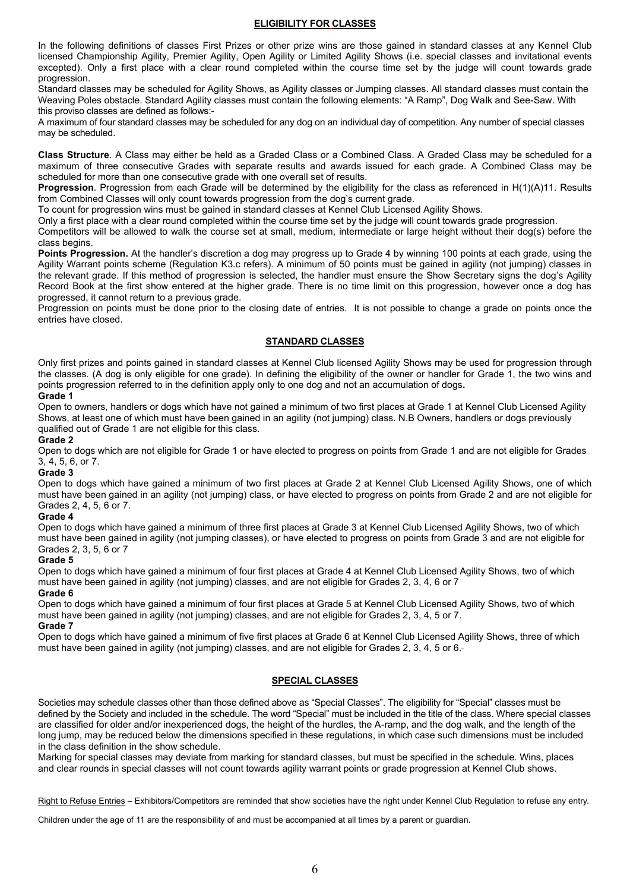## ELIGIBILITY FOR CLASSES

In the following definitions of classes First Prizes or other prize wins are those gained in standard classes at any Kennel Club licensed Championship Agility, Premier Agility, Open Agility or Limited Agility Shows (i.e. special classes and invitational events excepted). Only a first place with a clear round completed within the course time set by the judge will count towards grade progression.

Standard classes may be scheduled for Agility Shows, as Agility classes or Jumping classes. All standard classes must contain the Weaving Poles obstacle. Standard Agility classes must contain the following elements: "A Ramp", Dog Walk and See-Saw. With this proviso classes are defined as follows:-

A maximum of four standard classes may be scheduled for any dog on an individual day of competition. Any number of special classes may be scheduled.

**Class Structure**. A Class may either be held as a Graded Class or a Combined Class. A Graded Class may be scheduled for a maximum of three consecutive Grades with separate results and awards issued for each grade. A Combined Class may be scheduled for more than one consecutive grade with one overall set of results.

**Progression**. Progression from each Grade will be determined by the eligibility for the class as referenced in H(1)(A)11. Results from Combined Classes will only count towards progression from the dog's current grade.

To count for progression wins must be gained in standard classes at Kennel Club Licensed Agility Shows.

Only a first place with a clear round completed within the course time set by the judge will count towards grade progression.

Competitors will be allowed to walk the course set at small, medium, intermediate or large height without their dog(s) before the class begins.

**Points Progression.** At the handler's discretion a dog may progress up to Grade 4 by winning 100 points at each grade, using the Agility Warrant points scheme (Regulation K3.c refers). A minimum of 50 points must be gained in agility (not jumping) classes in the relevant grade. If this method of progression is selected, the handler must ensure the Show Secretary signs the dog's Agility Record Book at the first show entered at the higher grade. There is no time limit on this progression, however once a dog has progressed, it cannot return to a previous grade.

Progression on points must be done prior to the closing date of entries. It is not possible to change a grade on points once the entries have closed.

## STANDARD CLASSES

Only first prizes and points gained in standard classes at Kennel Club licensed Agility Shows may be used for progression through the classes. (A dog is only eligible for one grade). In defining the eligibility of the owner or handler for Grade 1, the two wins and points progression referred to in the definition apply only to one dog and not an accumulation of dogs**.**

**Grade 1**

Open to owners, handlers or dogs which have not gained a minimum of two first places at Grade 1 at Kennel Club Licensed Agility Shows, at least one of which must have been gained in an agility (not jumping) class. N.B Owners, handlers or dogs previously qualified out of Grade 1 are not eligible for this class.

**Grade 2**

Open to dogs which are not eligible for Grade 1 or have elected to progress on points from Grade 1 and are not eligible for Grades 3, 4, 5, 6, or 7.

**Grade 3**

Open to dogs which have gained a minimum of two first places at Grade 2 at Kennel Club Licensed Agility Shows, one of which must have been gained in an agility (not jumping) class, or have elected to progress on points from Grade 2 and are not eligible for Grades 2, 4, 5, 6 or 7.

**Grade 4**

Open to dogs which have gained a minimum of three first places at Grade 3 at Kennel Club Licensed Agility Shows, two of which must have been gained in agility (not jumping classes), or have elected to progress on points from Grade 3 and are not eligible for Grades 2, 3, 5, 6 or 7

**Grade 5**

Open to dogs which have gained a minimum of four first places at Grade 4 at Kennel Club Licensed Agility Shows, two of which must have been gained in agility (not jumping) classes, and are not eligible for Grades 2, 3, 4, 6 or 7

**Grade 6**

Open to dogs which have gained a minimum of four first places at Grade 5 at Kennel Club Licensed Agility Shows, two of which must have been gained in agility (not jumping) classes, and are not eligible for Grades 2, 3, 4, 5 or 7.

**Grade 7**

Open to dogs which have gained a minimum of five first places at Grade 6 at Kennel Club Licensed Agility Shows, three of which must have been gained in agility (not jumping) classes, and are not eligible for Grades 2, 3, 4, 5 or 6.

## SPECIAL CLASSES

Societies may schedule classes other than those defined above as "Special Classes". The eligibility for "Special" classes must be defined by the Society and included in the schedule. The word "Special" must be included in the title of the class. Where special classes are classified for older and/or inexperienced dogs, the height of the hurdles, the A-ramp, and the dog walk, and the length of the long jump, may be reduced below the dimensions specified in these regulations, in which case such dimensions must be included in the class definition in the show schedule.

Marking for special classes may deviate from marking for standard classes, but must be specified in the schedule. Wins, places and clear rounds in special classes will not count towards agility warrant points or grade progression at Kennel Club shows.

Right to Refuse Entries – Exhibitors/Competitors are reminded that show societies have the right under Kennel Club Regulation to refuse any entry.

Children under the age of 11 are the responsibility of and must be accompanied at all times by a parent or guardian.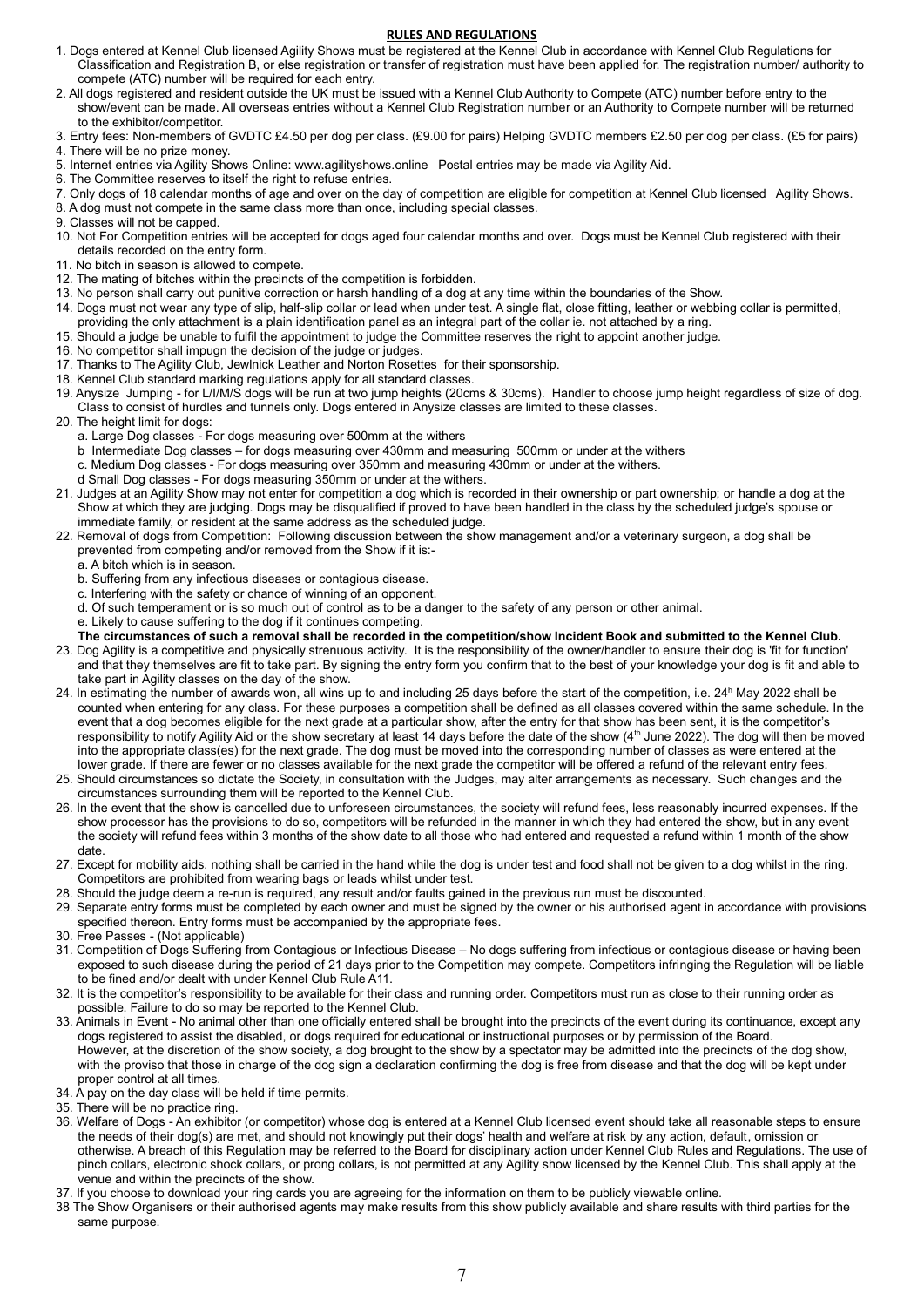## RULES AND REGULATIONS

1. Dogs entered at Kennel Club licensed Agility Shows must be registered at the Kennel Club in accordance with Kennel Club Regulations for Classification and Registration B, or else registration or transfer of registration must have been applied for. The registration number/ authority to compete (ATC) number will be required for each entry.
2. All dogs registered and resident outside the UK must be issued with a Kennel Club Authority to Compete (ATC) number before entry to the show/event can be made. All overseas entries without a Kennel Club Registration number or an Authority to Compete number will be returned to the exhibitor/competitor.
3. Entry fees: Non-members of GVDTC £4.50 per dog per class. (£9.00 for pairs) Helping GVDTC members £2.50 per dog per class. (£5 for pairs)
4. There will be no prize money.
5. Internet entries via Agility Shows Online: www.agilityshows.online Postal entries may be made via Agility Aid.
6. The Committee reserves to itself the right to refuse entries.
7. Only dogs of 18 calendar months of age and over on the day of competition are eligible for competition at Kennel Club licensed Agility Shows.
8. A dog must not compete in the same class more than once, including special classes.
9. Classes will not be capped.
10. Not For Competition entries will be accepted for dogs aged four calendar months and over. Dogs must be Kennel Club registered with their details recorded on the entry form.
11. No bitch in season is allowed to compete.
12. The mating of bitches within the precincts of the competition is forbidden.
13. No person shall carry out punitive correction or harsh handling of a dog at any time within the boundaries of the Show.
14. Dogs must not wear any type of slip, half-slip collar or lead when under test. A single flat, close fitting, leather or webbing collar is permitted, providing the only attachment is a plain identification panel as an integral part of the collar ie. not attached by a ring.
15. Should a judge be unable to fulfil the appointment to judge the Committee reserves the right to appoint another judge.
16. No competitor shall impugn the decision of the judge or judges.
17. Thanks to The Agility Club, Jewlnick Leather and Norton Rosettes for their sponsorship.
18. Kennel Club standard marking regulations apply for all standard classes.
19. Anysize Jumping - for L/I/M/S dogs will be run at two jump heights (20cms & 30cms). Handler to choose jump height regardless of size of dog. Class to consist of hurdles and tunnels only. Dogs entered in Anysize classes are limited to these classes.
20. The height limit for dogs:
    a. Large Dog classes - For dogs measuring over 500mm at the withers
    b Intermediate Dog classes – for dogs measuring over 430mm and measuring 500mm or under at the withers
    c. Medium Dog classes - For dogs measuring over 350mm and measuring 430mm or under at the withers.
    d Small Dog classes - For dogs measuring 350mm or under at the withers.
21. Judges at an Agility Show may not enter for competition a dog which is recorded in their ownership or part ownership; or handle a dog at the Show at which they are judging. Dogs may be disqualified if proved to have been handled in the class by the scheduled judge's spouse or immediate family, or resident at the same address as the scheduled judge.
22. Removal of dogs from Competition: Following discussion between the show management and/or a veterinary surgeon, a dog shall be prevented from competing and/or removed from the Show if it is:-
    a. A bitch which is in season.
    b. Suffering from any infectious diseases or contagious disease.
    c. Interfering with the safety or chance of winning of an opponent.
    d. Of such temperament or is so much out of control as to be a danger to the safety of any person or other animal.
    e. Likely to cause suffering to the dog if it continues competing.

    **The circumstances of such a removal shall be recorded in the competition/show Incident Book and submitted to the Kennel Club.**
23. Dog Agility is a competitive and physically strenuous activity. It is the responsibility of the owner/handler to ensure their dog is 'fit for function' and that they themselves are fit to take part. By signing the entry form you confirm that to the best of your knowledge your dog is fit and able to take part in Agility classes on the day of the show.
24. In estimating the number of awards won, all wins up to and including 25 days before the start of the competition, i.e. 24th May 2022 shall be counted when entering for any class. For these purposes a competition shall be defined as all classes covered within the same schedule. In the event that a dog becomes eligible for the next grade at a particular show, after the entry for that show has been sent, it is the competitor's responsibility to notify Agility Aid or the show secretary at least 14 days before the date of the show (4th June 2022). The dog will then be moved into the appropriate class(es) for the next grade. The dog must be moved into the corresponding number of classes as were entered at the lower grade. If there are fewer or no classes available for the next grade the competitor will be offered a refund of the relevant entry fees.
25. Should circumstances so dictate the Society, in consultation with the Judges, may alter arrangements as necessary. Such changes and the circumstances surrounding them will be reported to the Kennel Club.
26. In the event that the show is cancelled due to unforeseen circumstances, the society will refund fees, less reasonably incurred expenses. If the show processor has the provisions to do so, competitors will be refunded in the manner in which they had entered the show, but in any event the society will refund fees within 3 months of the show date to all those who had entered and requested a refund within 1 month of the show date.
27. Except for mobility aids, nothing shall be carried in the hand while the dog is under test and food shall not be given to a dog whilst in the ring. Competitors are prohibited from wearing bags or leads whilst under test.
28. Should the judge deem a re-run is required, any result and/or faults gained in the previous run must be discounted.
29. Separate entry forms must be completed by each owner and must be signed by the owner or his authorised agent in accordance with provisions specified thereon. Entry forms must be accompanied by the appropriate fees.
30. Free Passes - (Not applicable)
31. Competition of Dogs Suffering from Contagious or Infectious Disease – No dogs suffering from infectious or contagious disease or having been exposed to such disease during the period of 21 days prior to the Competition may compete. Competitors infringing the Regulation will be liable to be fined and/or dealt with under Kennel Club Rule A11.
32. It is the competitor's responsibility to be available for their class and running order. Competitors must run as close to their running order as possible. Failure to do so may be reported to the Kennel Club.
33. Animals in Event - No animal other than one officially entered shall be brought into the precincts of the event during its continuance, except any dogs registered to assist the disabled, or dogs required for educational or instructional purposes or by permission of the Board. However, at the discretion of the show society, a dog brought to the show by a spectator may be admitted into the precincts of the dog show, with the proviso that those in charge of the dog sign a declaration confirming the dog is free from disease and that the dog will be kept under proper control at all times.
34. A pay on the day class will be held if time permits.
35. There will be no practice ring.
36. Welfare of Dogs - An exhibitor (or competitor) whose dog is entered at a Kennel Club licensed event should take all reasonable steps to ensure the needs of their dog(s) are met, and should not knowingly put their dogs' health and welfare at risk by any action, default, omission or otherwise. A breach of this Regulation may be referred to the Board for disciplinary action under Kennel Club Rules and Regulations. The use of pinch collars, electronic shock collars, or prong collars, is not permitted at any Agility show licensed by the Kennel Club. This shall apply at the venue and within the precincts of the show.
37. If you choose to download your ring cards you are agreeing for the information on them to be publicly viewable online.
38. The Show Organisers or their authorised agents may make results from this show publicly available and share results with third parties for the same purpose.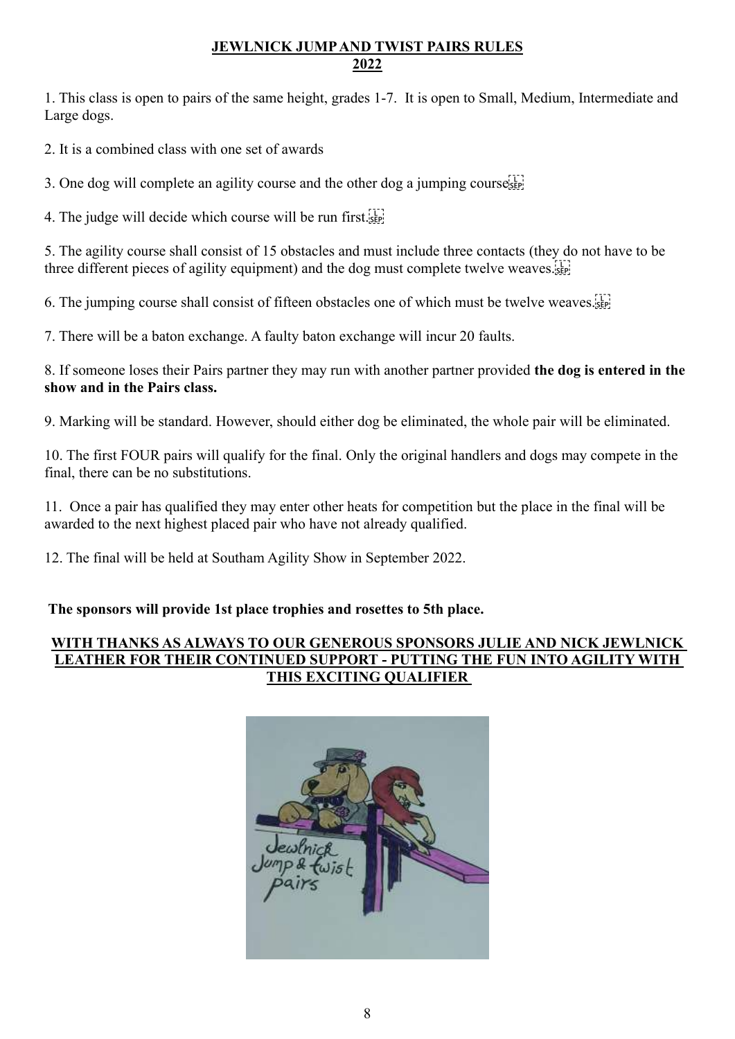# JEWLNICK JUMP AND TWIST PAIRS RULES
## 2022

1. This class is open to pairs of the same height, grades 1-7. It is open to Small, Medium, Intermediate and Large dogs.

2. It is a combined class with one set of awards

3. One dog will complete an agility course and the other dog a jumping course

4. The judge will decide which course will be run first.

5. The agility course shall consist of 15 obstacles and must include three contacts (they do not have to be three different pieces of agility equipment) and the dog must complete twelve weaves.

6. The jumping course shall consist of fifteen obstacles one of which must be twelve weaves.

7. There will be a baton exchange. A faulty baton exchange will incur 20 faults.

8. If someone loses their Pairs partner they may run with another partner provided **the dog is entered in the show and in the Pairs class.**

9. Marking will be standard. However, should either dog be eliminated, the whole pair will be eliminated.

10. The first FOUR pairs will qualify for the final. Only the original handlers and dogs may compete in the final, there can be no substitutions.

11. Once a pair has qualified they may enter other heats for competition but the place in the final will be awarded to the next highest placed pair who have not already qualified.

12. The final will be held at Southam Agility Show in September 2022.

**The sponsors will provide 1st place trophies and rosettes to 5th place.**

**WITH THANKS AS ALWAYS TO OUR GENEROUS SPONSORS JULIE AND NICK JEWLNICK LEATHER FOR THEIR CONTINUED SUPPORT - PUTTING THE FUN INTO AGILITY WITH THIS EXCITING QUALIFIER**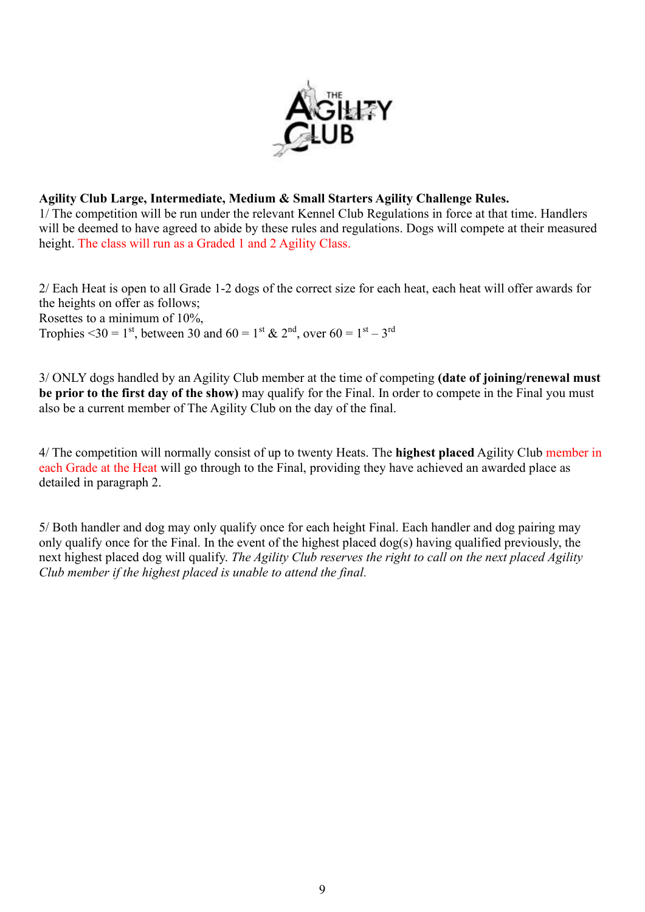**Agility Club Large, Intermediate, Medium & Small Starters Agility Challenge Rules.**

1/ The competition will be run under the relevant Kennel Club Regulations in force at that time. Handlers will be deemed to have agreed to abide by these rules and regulations. Dogs will compete at their measured height. The class will run as a Graded 1 and 2 Agility Class.

2/ Each Heat is open to all Grade 1-2 dogs of the correct size for each heat, each heat will offer awards for the heights on offer as follows;
Rosettes to a minimum of 10%,
Trophies <30 = 1st, between 30 and 60 = 1st & 2nd, over 60 = 1st – 3rd

3/ ONLY dogs handled by an Agility Club member at the time of competing **(date of joining/renewal must be prior to the first day of the show)** may qualify for the Final. In order to compete in the Final you must also be a current member of The Agility Club on the day of the final.

4/ The competition will normally consist of up to twenty Heats. The **highest placed** Agility Club member in each Grade at the Heat will go through to the Final, providing they have achieved an awarded place as detailed in paragraph 2.

5/ Both handler and dog may only qualify once for each height Final. Each handler and dog pairing may only qualify once for the Final. In the event of the highest placed dog(s) having qualified previously, the next highest placed dog will qualify. *The Agility Club reserves the right to call on the next placed Agility Club member if the highest placed is unable to attend the final.*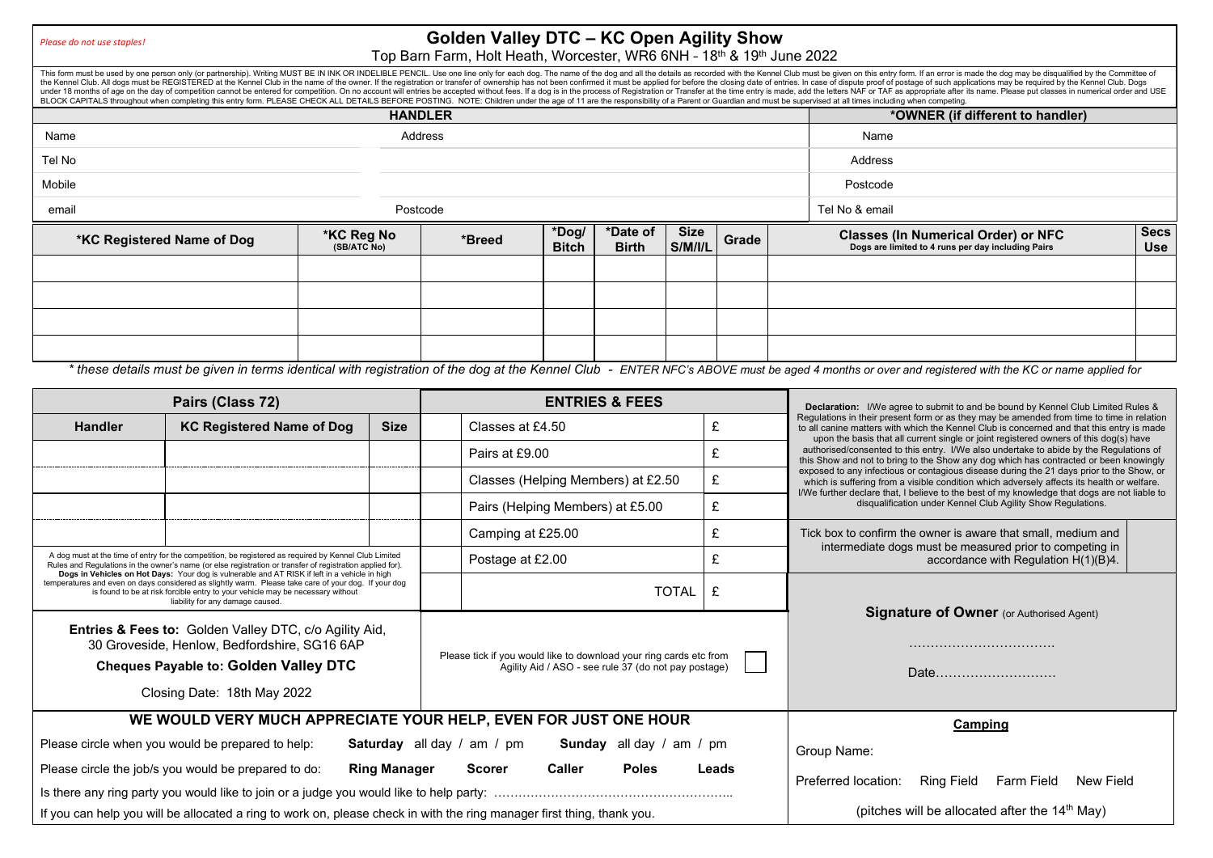*Please do not use staples!*

# Golden Valley DTC – KC Open Agility Show

Top Barn Farm, Holt Heath, Worcester, WR6 6NH - 18th & 19th June 2022

This form must be used by one person only (or partnership). Writing MUST BE IN INK OR INDELIBLE PENCIL. Use one line only for each dog. The name of the dog and all the details as recorded with the Kennel Club must be given on this entry form. If an error is made the dog may be disqualified by the Committee of the Kennel Club. All dogs must be REGISTERED at the Kennel Club in the name of the owner. If the registration or transfer of ownership has not been confirmed it must be applied for before the closing date of entries. In case of dispute proof of postage of such applications may be required by the Kennel Club. Dogs under 18 months of age on the day of competition cannot be entered for competition. On no account will entries be accepted without fees. If a dog is in the process of Registration or Transfer at the time entry is made, add the letters NAF or TAF as appropriate after its name. Please put classes in numerical order and USE BLOCK CAPITALS throughout when completing this entry form. PLEASE CHECK ALL DETAILS BEFORE POSTING. NOTE: Children under the age of 11 are the responsibility of a Parent or Guardian and must be supervised at all times including when competing.

| HANDLER | | *OWNER (if different to handler) |
|---|---|---|
| Name | Address | Name |
| Tel No | | Address |
| Mobile | | Postcode |
| email | Postcode | Tel No & email |

| *KC Registered Name of Dog | *KC Reg No (SB/ATC No) | *Breed | *Dog/ Bitch | *Date of Birth | Size S/M/I/L | Grade | Classes (In Numerical Order) or NFC Dogs are limited to 4 runs per day including Pairs | Secs Use |
|---|---|---|---|---|---|---|---|---|
| | | | | | | | | |
| | | | | | | | | |
| | | | | | | | | |
| | | | | | | | | |

*\* these details must be given in terms identical with registration of the dog at the Kennel Club - ENTER NFC's ABOVE must be aged 4 months or over and registered with the KC or name applied for*

## Pairs (Class 72)

| Handler | KC Registered Name of Dog | Size |
|---|---|---|
| | | |
| | | |
| | | |
| | | |

A dog must at the time of entry for the competition, be registered as required by Kennel Club Limited Rules and Regulations in the owner's name (or else registration or transfer of registration applied for). **Dogs in Vehicles on Hot Days:** Your dog is vulnerable and AT RISK if left in a vehicle in high temperatures and even on days considered as slightly warm. Please take care of your dog. If your dog is found to be at risk forcible entry to your vehicle may be necessary without liability for any damage caused.

**Entries & Fees to:** Golden Valley DTC, c/o Agility Aid, 30 Groveside, Henlow, Bedfordshire, SG16 6AP

**Cheques Payable to: Golden Valley DTC**

Closing Date: 18th May 2022

## ENTRIES & FEES

| | | |
|---|---|---|
| | Classes at £4.50 | £ |
| | Pairs at £9.00 | £ |
| | Classes (Helping Members) at £2.50 | £ |
| | Pairs (Helping Members) at £5.00 | £ |
| | Camping at £25.00 | £ |
| | Postage at £2.00 | £ |
| | TOTAL | £ |

Please tick if you would like to download your ring cards etc from Agility Aid / ASO - see rule 37 (do not pay postage) ☐

**Declaration:** I/We agree to submit to and be bound by Kennel Club Limited Rules & Regulations in their present form or as they may be amended from time to time in relation to all canine matters with which the Kennel Club is concerned and that this entry is made upon the basis that all current single or joint registered owners of this dog(s) have authorised/consented to this entry. I/We also undertake to abide by the Regulations of this Show and not to bring to the Show any dog which has contracted or been knowingly exposed to any infectious or contagious disease during the 21 days prior to the Show, or which is suffering from a visible condition which adversely affects its health or welfare. I/We further declare that, I believe to the best of my knowledge that dogs are not liable to disqualification under Kennel Club Agility Show Regulations.

Tick box to confirm the owner is aware that small, medium and intermediate dogs must be measured prior to competing in accordance with Regulation H(1)(B)4. ☐

**Signature of Owner** (or Authorised Agent)

…………………………….

Date……………………….

## WE WOULD VERY MUCH APPRECIATE YOUR HELP, EVEN FOR JUST ONE HOUR

Please circle when you would be prepared to help: **Saturday** all day / am / pm **Sunday** all day / am / pm

Please circle the job/s you would be prepared to do: **Ring Manager** **Scorer** **Caller** **Poles** **Leads**

Is there any ring party you would like to join or a judge you would like to help party: ………………………………………………..

If you can help you will be allocated a ring to work on, please check in with the ring manager first thing, thank you.

## Camping

Group Name:

Preferred location: Ring Field Farm Field New Field

(pitches will be allocated after the 14th May)